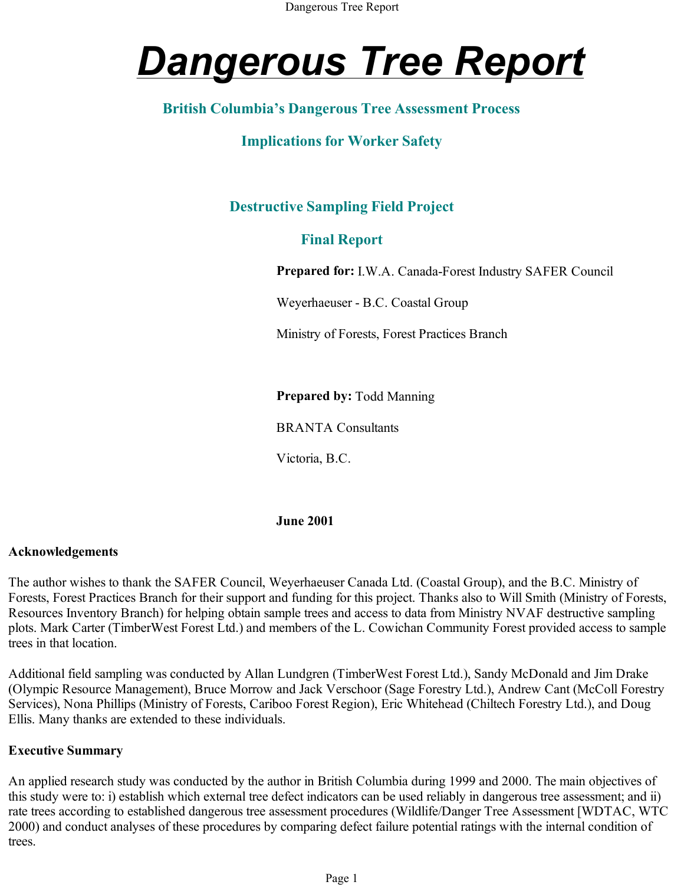# Dangerous Tree Report

## British Columbia's Dangerous Tree Assessment Process

## Implications for Worker Safety

### Destructive Sampling Field Project

### Final Report

**Prepared for:** I.W.A. Canada-Forest Industry SAFER Council

Weyerhaeuser - B.C. Coastal Group

Ministry of Forests, Forest Practices Branch

**Prepared by:** Todd Manning

BRANTA Consultants

Victoria, B.C.

**June 2001**

**Acknowledgements**

The author wishes to thank the SAFER Council, Weyerhaeuser Canada Ltd. (Coastal Group), and the B.C. Ministry of Forests, Forest Practices Branch for their support and funding for this project. Thanks also to Will Smith (Ministry of Forests, Resources Inventory Branch) for helping obtain sample trees and access to data from Ministry NVAF destructive sampling plots. Mark Carter (TimberWest Forest Ltd.) and members of the L. Cowichan Community Forest provided access to sample trees in that location.

Additional field sampling was conducted by Allan Lundgren (TimberWest Forest Ltd.), Sandy McDonald and Jim Drake (Olympic Resource Management), Bruce Morrow and Jack Verschoor (Sage Forestry Ltd.), Andrew Cant (McColl Forestry Services), Nona Phillips (Ministry of Forests, Cariboo Forest Region), Eric Whitehead (Chiltech Forestry Ltd.), and Doug Ellis. Many thanks are extended to these individuals.

**Executive Summary**

An applied research study was conducted by the author in British Columbia during 1999 and 2000. The main objectives of this study were to: i) establish which external tree defect indicators can be used reliably in dangerous tree assessment; and ii) rate trees according to established dangerous tree assessment procedures (Wildlife/Danger Tree Assessment [WDTAC, WTC 2000) and conduct analyses of these procedures by comparing defect failure potential ratings with the internal condition of trees.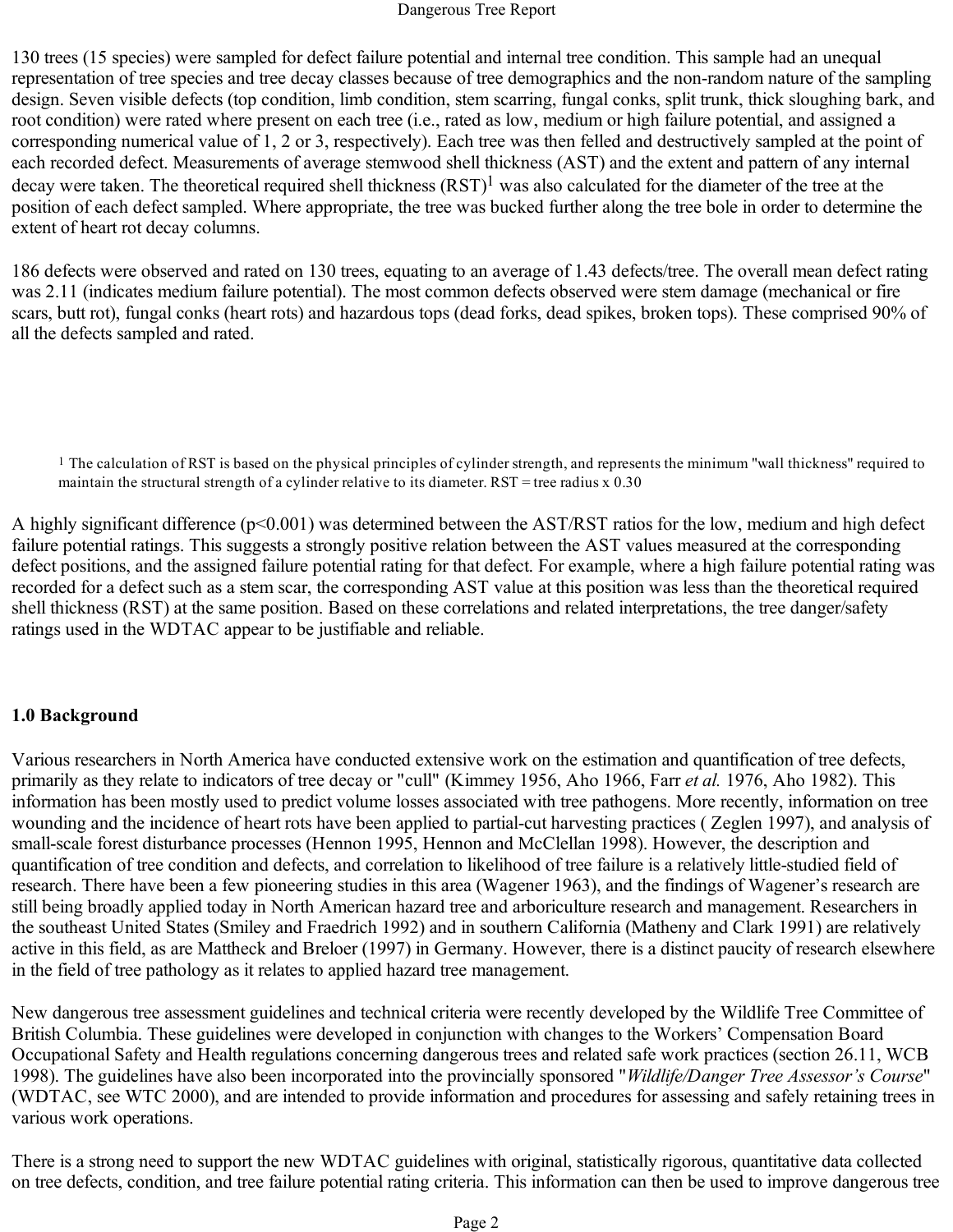130 trees (15 species) were sampled for defect failure potential and internal tree condition. This sample had an unequal representation of tree species and tree decay classes because of tree demographics and the non-random nature of the sampling design. Seven visible defects (top condition, limb condition, stem scarring, fungal conks, split trunk, thick sloughing bark, and root condition) were rated where present on each tree (i.e., rated as low, medium or high failure potential, and assigned a corresponding numerical value of 1, 2 or 3, respectively). Each tree was then felled and destructively sampled at the point of each recorded defect. Measurements of average stemwood shell thickness (AST) and the extent and pattern of any internal decay were taken. The theoretical required shell thickness (RST)[1] was also calculated for the diameter of the tree at the position of each defect sampled. Where appropriate, the tree was bucked further along the tree bole in order to determine the extent of heart rot decay columns.

186 defects were observed and rated on 130 trees, equating to an average of 1.43 defects/tree. The overall mean defect rating was 2.11 (indicates medium failure potential). The most common defects observed were stem damage (mechanical or fire scars, butt rot), fungal conks (heart rots) and hazardous tops (dead forks, dead spikes, broken tops). These comprised 90% of all the defects sampled and rated.

[1] The calculation of RST is based on the physical principles of cylinder strength, and represents the minimum "wall thickness" required to maintain the structural strength of a cylinder relative to its diameter. RST = tree radius x 0.30

A highly significant difference ($p<0.001$) was determined between the AST/RST ratios for the low, medium and high defect failure potential ratings. This suggests a strongly positive relation between the AST values measured at the corresponding defect positions, and the assigned failure potential rating for that defect. For example, where a high failure potential rating was recorded for a defect such as a stem scar, the corresponding AST value at this position was less than the theoretical required shell thickness (RST) at the same position. Based on these correlations and related interpretations, the tree danger/safety ratings used in the WDTAC appear to be justifiable and reliable.

## 1.0 Background

Various researchers in North America have conducted extensive work on the estimation and quantification of tree defects, primarily as they relate to indicators of tree decay or "cull" (Kimmey 1956, Aho 1966, Farr *et al.* 1976, Aho 1982). This information has been mostly used to predict volume losses associated with tree pathogens. More recently, information on tree wounding and the incidence of heart rots have been applied to partial-cut harvesting practices ( Zeglen 1997), and analysis of small-scale forest disturbance processes (Hennon 1995, Hennon and McClellan 1998). However, the description and quantification of tree condition and defects, and correlation to likelihood of tree failure is a relatively little-studied field of research. There have been a few pioneering studies in this area (Wagener 1963), and the findings of Wagener's research are still being broadly applied today in North American hazard tree and arboriculture research and management. Researchers in the southeast United States (Smiley and Fraedrich 1992) and in southern California (Matheny and Clark 1991) are relatively active in this field, as are Mattheck and Breloer (1997) in Germany. However, there is a distinct paucity of research elsewhere in the field of tree pathology as it relates to applied hazard tree management.

New dangerous tree assessment guidelines and technical criteria were recently developed by the Wildlife Tree Committee of British Columbia. These guidelines were developed in conjunction with changes to the Workers' Compensation Board Occupational Safety and Health regulations concerning dangerous trees and related safe work practices (section 26.11, WCB 1998). The guidelines have also been incorporated into the provincially sponsored "*Wildlife/Danger Tree Assessor's Course*" (WDTAC, see WTC 2000), and are intended to provide information and procedures for assessing and safely retaining trees in various work operations.

There is a strong need to support the new WDTAC guidelines with original, statistically rigorous, quantitative data collected on tree defects, condition, and tree failure potential rating criteria. This information can then be used to improve dangerous tree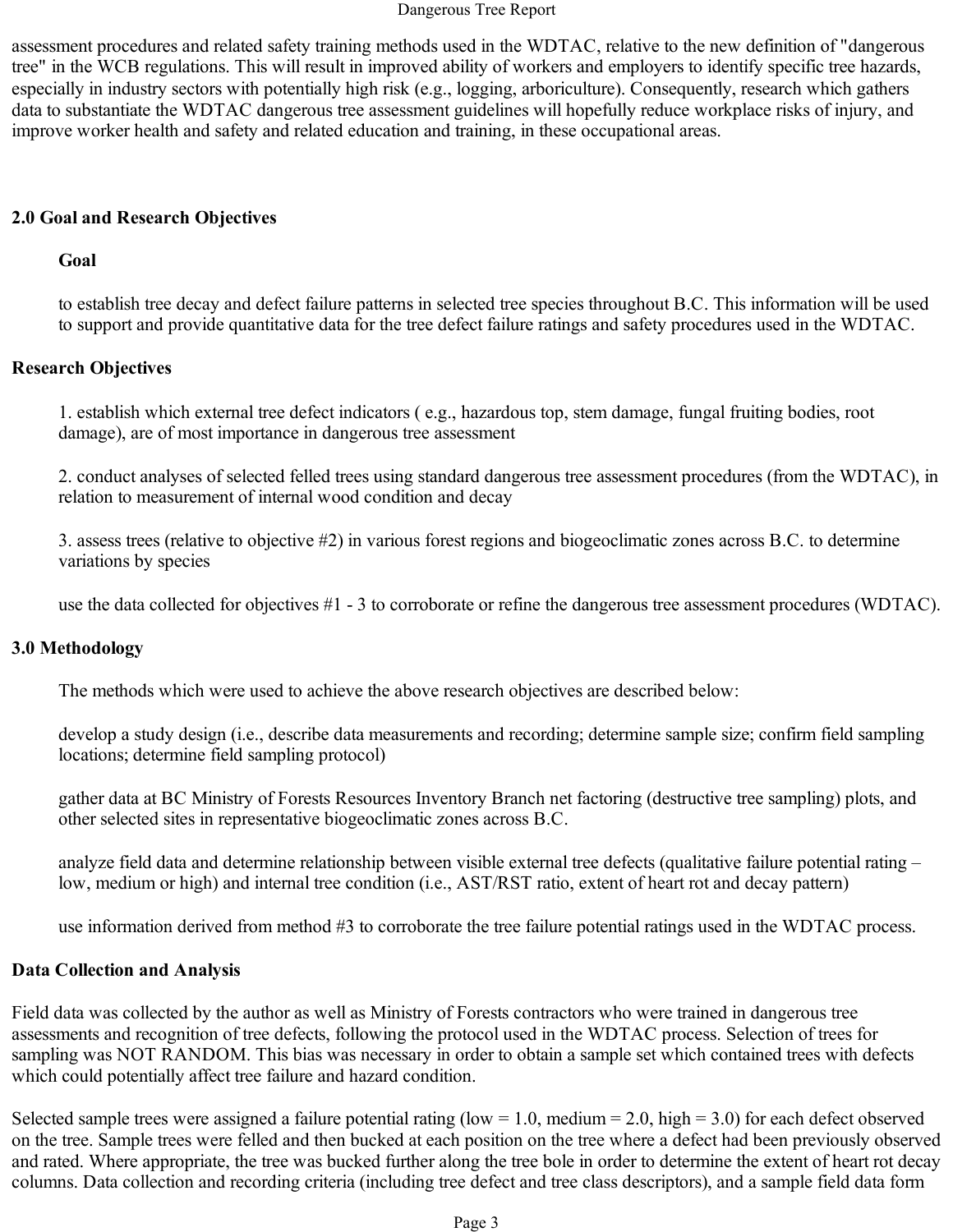assessment procedures and related safety training methods used in the WDTAC, relative to the new definition of "dangerous tree" in the WCB regulations. This will result in improved ability of workers and employers to identify specific tree hazards, especially in industry sectors with potentially high risk (e.g., logging, arboriculture). Consequently, research which gathers data to substantiate the WDTAC dangerous tree assessment guidelines will hopefully reduce workplace risks of injury, and improve worker health and safety and related education and training, in these occupational areas.

## 2.0 Goal and Research Objectives

### Goal

to establish tree decay and defect failure patterns in selected tree species throughout B.C. This information will be used to support and provide quantitative data for the tree defect failure ratings and safety procedures used in the WDTAC.

### Research Objectives

1. establish which external tree defect indicators ( e.g., hazardous top, stem damage, fungal fruiting bodies, root damage), are of most importance in dangerous tree assessment

2. conduct analyses of selected felled trees using standard dangerous tree assessment procedures (from the WDTAC), in relation to measurement of internal wood condition and decay

3. assess trees (relative to objective #2) in various forest regions and biogeoclimatic zones across B.C. to determine variations by species

use the data collected for objectives #1 - 3 to corroborate or refine the dangerous tree assessment procedures (WDTAC).

## 3.0 Methodology

The methods which were used to achieve the above research objectives are described below:

develop a study design (i.e., describe data measurements and recording; determine sample size; confirm field sampling locations; determine field sampling protocol)

gather data at BC Ministry of Forests Resources Inventory Branch net factoring (destructive tree sampling) plots, and other selected sites in representative biogeoclimatic zones across B.C.

analyze field data and determine relationship between visible external tree defects (qualitative failure potential rating – low, medium or high) and internal tree condition (i.e., AST/RST ratio, extent of heart rot and decay pattern)

use information derived from method #3 to corroborate the tree failure potential ratings used in the WDTAC process.

### Data Collection and Analysis

Field data was collected by the author as well as Ministry of Forests contractors who were trained in dangerous tree assessments and recognition of tree defects, following the protocol used in the WDTAC process. Selection of trees for sampling was NOT RANDOM. This bias was necessary in order to obtain a sample set which contained trees with defects which could potentially affect tree failure and hazard condition.

Selected sample trees were assigned a failure potential rating (low = 1.0, medium = 2.0, high = 3.0) for each defect observed on the tree. Sample trees were felled and then bucked at each position on the tree where a defect had been previously observed and rated. Where appropriate, the tree was bucked further along the tree bole in order to determine the extent of heart rot decay columns. Data collection and recording criteria (including tree defect and tree class descriptors), and a sample field data form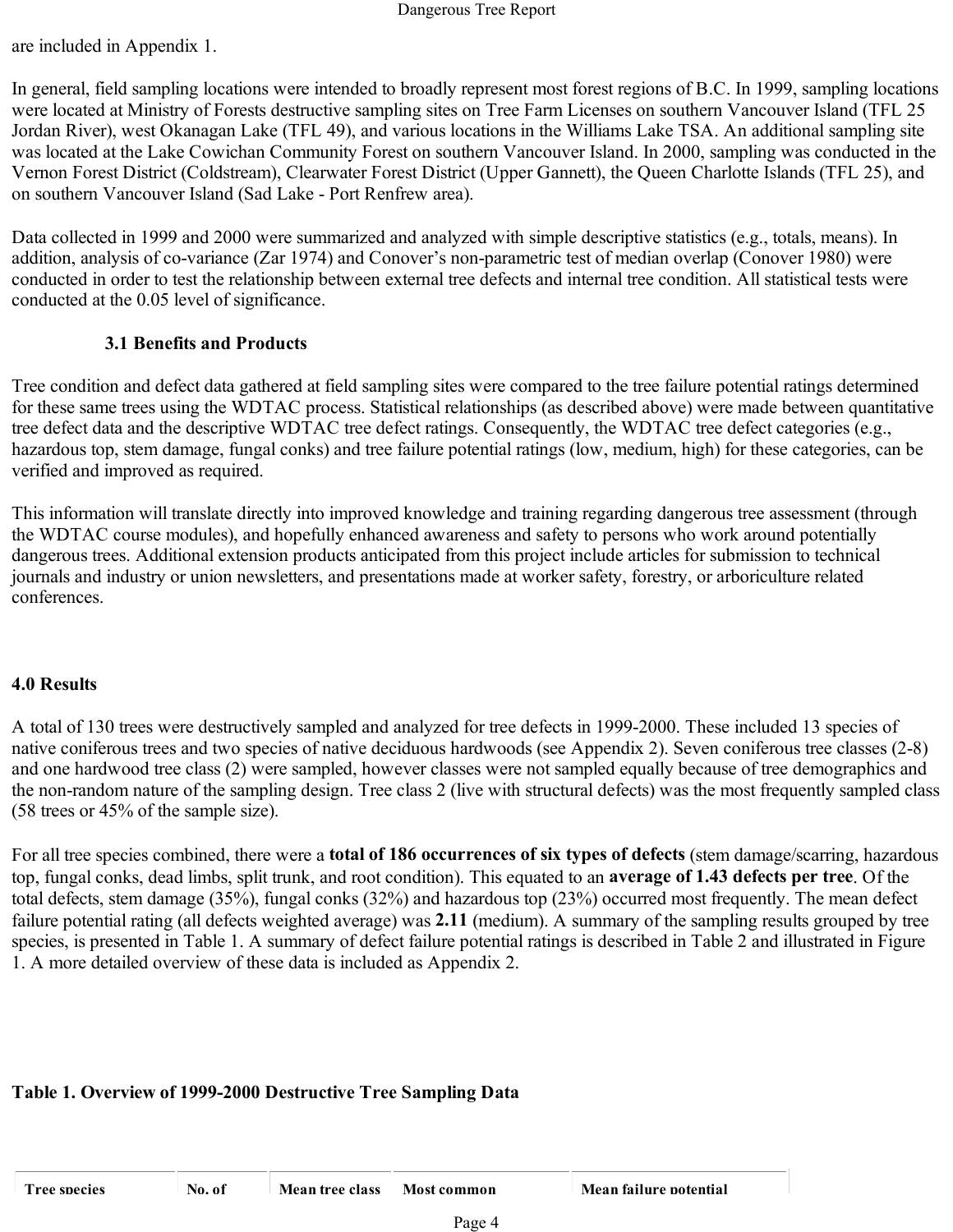are included in Appendix 1.

In general, field sampling locations were intended to broadly represent most forest regions of B.C. In 1999, sampling locations were located at Ministry of Forests destructive sampling sites on Tree Farm Licenses on southern Vancouver Island (TFL 25 Jordan River), west Okanagan Lake (TFL 49), and various locations in the Williams Lake TSA. An additional sampling site was located at the Lake Cowichan Community Forest on southern Vancouver Island. In 2000, sampling was conducted in the Vernon Forest District (Coldstream), Clearwater Forest District (Upper Gannett), the Queen Charlotte Islands (TFL 25), and on southern Vancouver Island (Sad Lake - Port Renfrew area).

Data collected in 1999 and 2000 were summarized and analyzed with simple descriptive statistics (e.g., totals, means). In addition, analysis of co-variance (Zar 1974) and Conover's non-parametric test of median overlap (Conover 1980) were conducted in order to test the relationship between external tree defects and internal tree condition. All statistical tests were conducted at the 0.05 level of significance.

### 3.1 Benefits and Products

Tree condition and defect data gathered at field sampling sites were compared to the tree failure potential ratings determined for these same trees using the WDTAC process. Statistical relationships (as described above) were made between quantitative tree defect data and the descriptive WDTAC tree defect ratings. Consequently, the WDTAC tree defect categories (e.g., hazardous top, stem damage, fungal conks) and tree failure potential ratings (low, medium, high) for these categories, can be verified and improved as required.

This information will translate directly into improved knowledge and training regarding dangerous tree assessment (through the WDTAC course modules), and hopefully enhanced awareness and safety to persons who work around potentially dangerous trees. Additional extension products anticipated from this project include articles for submission to technical journals and industry or union newsletters, and presentations made at worker safety, forestry, or arboriculture related conferences.

## 4.0 Results

A total of 130 trees were destructively sampled and analyzed for tree defects in 1999-2000. These included 13 species of native coniferous trees and two species of native deciduous hardwoods (see Appendix 2). Seven coniferous tree classes (2-8) and one hardwood tree class (2) were sampled, however classes were not sampled equally because of tree demographics and the non-random nature of the sampling design. Tree class 2 (live with structural defects) was the most frequently sampled class (58 trees or 45% of the sample size).

For all tree species combined, there were a **total of 186 occurrences of six types of defects** (stem damage/scarring, hazardous top, fungal conks, dead limbs, split trunk, and root condition). This equated to an **average of 1.43 defects per tree**. Of the total defects, stem damage (35%), fungal conks (32%) and hazardous top (23%) occurred most frequently. The mean defect failure potential rating (all defects weighted average) was **2.11** (medium). A summary of the sampling results grouped by tree species, is presented in Table 1. A summary of defect failure potential ratings is described in Table 2 and illustrated in Figure 1. A more detailed overview of these data is included as Appendix 2.

**Table 1. Overview of 1999-2000 Destructive Tree Sampling Data**

| Tree species | No. of | Mean tree class | Most common | Mean failure potential |
|---|---|---|---|---|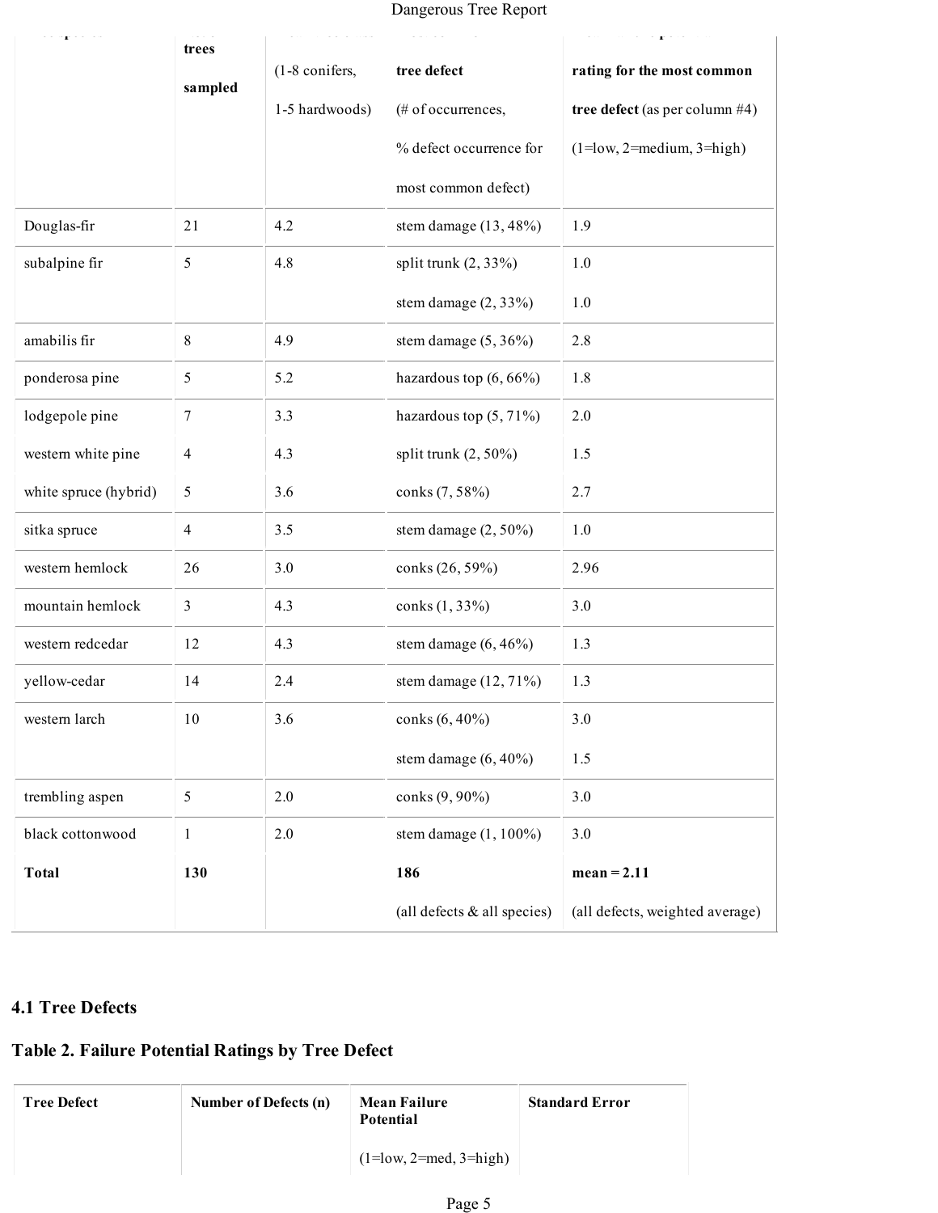| Tree species | No. of trees sampled | Mean tree class (1-8 conifers, 1-5 hardwoods) | Most common tree defect (# of occurrences, % defect occurrence for most common defect) | Mean failure potential rating for the most common tree defect (as per column #4) (1=low, 2=medium, 3=high) |
|---|---|---|---|---|
| Douglas-fir | 21 | 4.2 | stem damage (13, 48%) | 1.9 |
| subalpine fir | 5 | 4.8 | split trunk (2, 33%) | 1.0 |
| | | | stem damage (2, 33%) | 1.0 |
| amabilis fir | 8 | 4.9 | stem damage (5, 36%) | 2.8 |
| ponderosa pine | 5 | 5.2 | hazardous top (6, 66%) | 1.8 |
| lodgepole pine | 7 | 3.3 | hazardous top (5, 71%) | 2.0 |
| western white pine | 4 | 4.3 | split trunk (2, 50%) | 1.5 |
| white spruce (hybrid) | 5 | 3.6 | conks (7, 58%) | 2.7 |
| sitka spruce | 4 | 3.5 | stem damage (2, 50%) | 1.0 |
| western hemlock | 26 | 3.0 | conks (26, 59%) | 2.96 |
| mountain hemlock | 3 | 4.3 | conks (1, 33%) | 3.0 |
| western redcedar | 12 | 4.3 | stem damage (6, 46%) | 1.3 |
| yellow-cedar | 14 | 2.4 | stem damage (12, 71%) | 1.3 |
| western larch | 10 | 3.6 | conks (6, 40%) | 3.0 |
| | | | stem damage (6, 40%) | 1.5 |
| trembling aspen | 5 | 2.0 | conks (9, 90%) | 3.0 |
| black cottonwood | 1 | 2.0 | stem damage (1, 100%) | 3.0 |
| **Total** | **130** | | **186** (all defects & all species) | **mean = 2.11** (all defects, weighted average) |

## 4.1 Tree Defects

### Table 2. Failure Potential Ratings by Tree Defect

| Tree Defect | Number of Defects (n) | Mean Failure Potential (1=low, 2=med, 3=high) | Standard Error |
|---|---|---|---|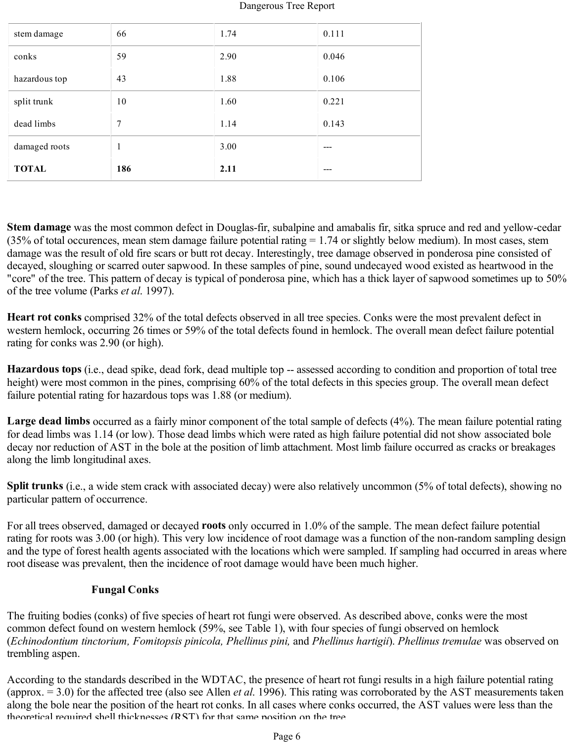| | | | |
|---|---|---|---|
| stem damage | 66 | 1.74 | 0.111 |
| conks | 59 | 2.90 | 0.046 |
| hazardous top | 43 | 1.88 | 0.106 |
| split trunk | 10 | 1.60 | 0.221 |
| dead limbs | 7 | 1.14 | 0.143 |
| damaged roots | 1 | 3.00 | --- |
| **TOTAL** | **186** | **2.11** | --- |

**Stem damage** was the most common defect in Douglas-fir, subalpine and amabalis fir, sitka spruce and red and yellow-cedar (35% of total occurences, mean stem damage failure potential rating = 1.74 or slightly below medium). In most cases, stem damage was the result of old fire scars or butt rot decay. Interestingly, tree damage observed in ponderosa pine consisted of decayed, sloughing or scarred outer sapwood. In these samples of pine, sound undecayed wood existed as heartwood in the "core" of the tree. This pattern of decay is typical of ponderosa pine, which has a thick layer of sapwood sometimes up to 50% of the tree volume (Parks *et al.* 1997).

**Heart rot conks** comprised 32% of the total defects observed in all tree species. Conks were the most prevalent defect in western hemlock, occurring 26 times or 59% of the total defects found in hemlock. The overall mean defect failure potential rating for conks was 2.90 (or high).

**Hazardous tops** (i.e., dead spike, dead fork, dead multiple top -- assessed according to condition and proportion of total tree height) were most common in the pines, comprising 60% of the total defects in this species group. The overall mean defect failure potential rating for hazardous tops was 1.88 (or medium).

**Large dead limbs** occurred as a fairly minor component of the total sample of defects (4%). The mean failure potential rating for dead limbs was 1.14 (or low). Those dead limbs which were rated as high failure potential did not show associated bole decay nor reduction of AST in the bole at the position of limb attachment. Most limb failure occurred as cracks or breakages along the limb longitudinal axes.

**Split trunks** (i.e., a wide stem crack with associated decay) were also relatively uncommon (5% of total defects), showing no particular pattern of occurrence.

For all trees observed, damaged or decayed **roots** only occurred in 1.0% of the sample. The mean defect failure potential rating for roots was 3.00 (or high). This very low incidence of root damage was a function of the non-random sampling design and the type of forest health agents associated with the locations which were sampled. If sampling had occurred in areas where root disease was prevalent, then the incidence of root damage would have been much higher.

### Fungal Conks

The fruiting bodies (conks) of five species of heart rot fungi were observed. As described above, conks were the most common defect found on western hemlock (59%, see Table 1), with four species of fungi observed on hemlock (*Echinodontium tinctorium, Fomitopsis pinicola, Phellinus pini,* and *Phellinus hartigii*). *Phellinus tremulae* was observed on trembling aspen.

According to the standards described in the WDTAC, the presence of heart rot fungi results in a high failure potential rating (approx. = 3.0) for the affected tree (also see Allen *et al.* 1996). This rating was corroborated by the AST measurements taken along the bole near the position of the heart rot conks. In all cases where conks occurred, the AST values were less than the theoretical required shell thicknesses (RST) for that same position on the tree.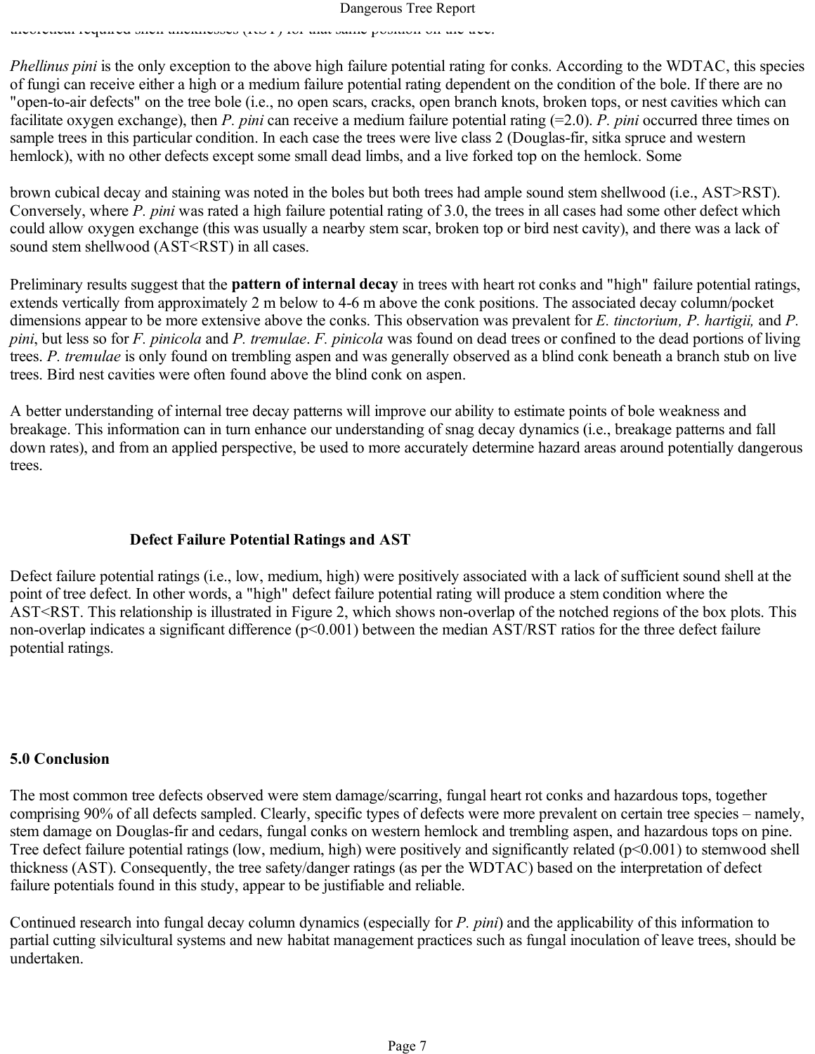theoretical required shell thicknesses (RST) for that same position on the tree.

*Phellinus pini* is the only exception to the above high failure potential rating for conks. According to the WDTAC, this species of fungi can receive either a high or a medium failure potential rating dependent on the condition of the bole. If there are no "open-to-air defects" on the tree bole (i.e., no open scars, cracks, open branch knots, broken tops, or nest cavities which can facilitate oxygen exchange), then *P. pini* can receive a medium failure potential rating (=2.0). *P. pini* occurred three times on sample trees in this particular condition. In each case the trees were live class 2 (Douglas-fir, sitka spruce and western hemlock), with no other defects except some small dead limbs, and a live forked top on the hemlock. Some

brown cubical decay and staining was noted in the boles but both trees had ample sound stem shellwood (i.e., AST>RST). Conversely, where *P. pini* was rated a high failure potential rating of 3.0, the trees in all cases had some other defect which could allow oxygen exchange (this was usually a nearby stem scar, broken top or bird nest cavity), and there was a lack of sound stem shellwood (AST<RST) in all cases.

Preliminary results suggest that the **pattern of internal decay** in trees with heart rot conks and "high" failure potential ratings, extends vertically from approximately 2 m below to 4-6 m above the conk positions. The associated decay column/pocket dimensions appear to be more extensive above the conks. This observation was prevalent for *E. tinctorium, P. hartigii,* and *P. pini*, but less so for *F. pinicola* and *P. tremulae*. *F. pinicola* was found on dead trees or confined to the dead portions of living trees. *P. tremulae* is only found on trembling aspen and was generally observed as a blind conk beneath a branch stub on live trees. Bird nest cavities were often found above the blind conk on aspen.

A better understanding of internal tree decay patterns will improve our ability to estimate points of bole weakness and breakage. This information can in turn enhance our understanding of snag decay dynamics (i.e., breakage patterns and fall down rates), and from an applied perspective, be used to more accurately determine hazard areas around potentially dangerous trees.

### Defect Failure Potential Ratings and AST

Defect failure potential ratings (i.e., low, medium, high) were positively associated with a lack of sufficient sound shell at the point of tree defect. In other words, a "high" defect failure potential rating will produce a stem condition where the AST<RST. This relationship is illustrated in Figure 2, which shows non-overlap of the notched regions of the box plots. This non-overlap indicates a significant difference ($p<0.001$) between the median AST/RST ratios for the three defect failure potential ratings.

## 5.0 Conclusion

The most common tree defects observed were stem damage/scarring, fungal heart rot conks and hazardous tops, together comprising 90% of all defects sampled. Clearly, specific types of defects were more prevalent on certain tree species – namely, stem damage on Douglas-fir and cedars, fungal conks on western hemlock and trembling aspen, and hazardous tops on pine. Tree defect failure potential ratings (low, medium, high) were positively and significantly related ($p<0.001$) to stemwood shell thickness (AST). Consequently, the tree safety/danger ratings (as per the WDTAC) based on the interpretation of defect failure potentials found in this study, appear to be justifiable and reliable.

Continued research into fungal decay column dynamics (especially for *P. pini*) and the applicability of this information to partial cutting silvicultural systems and new habitat management practices such as fungal inoculation of leave trees, should be undertaken.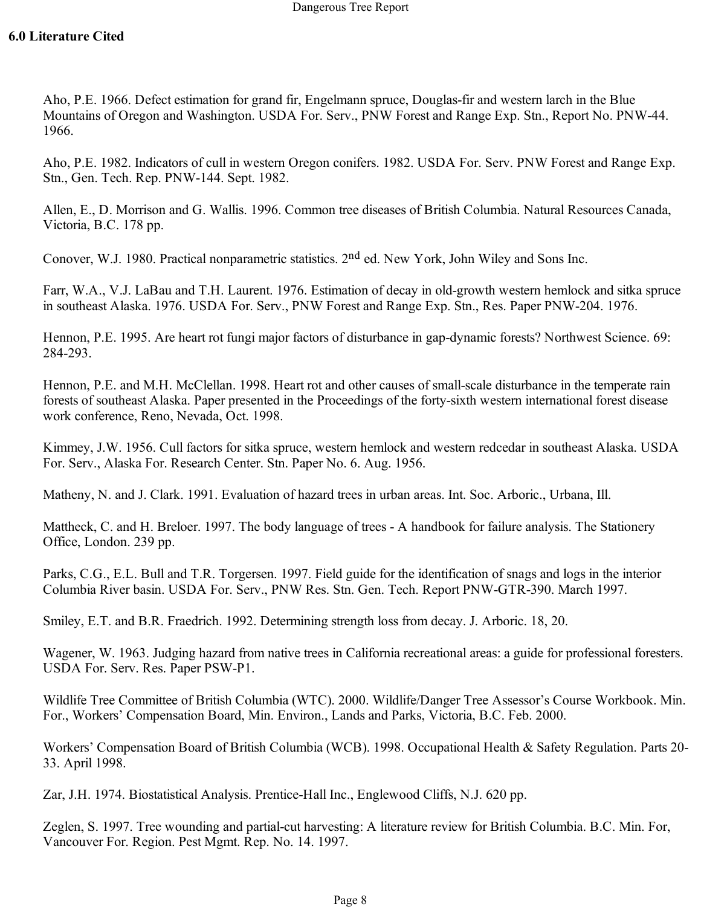## 6.0 Literature Cited

Aho, P.E. 1966. Defect estimation for grand fir, Engelmann spruce, Douglas-fir and western larch in the Blue Mountains of Oregon and Washington. USDA For. Serv., PNW Forest and Range Exp. Stn., Report No. PNW-44. 1966.

Aho, P.E. 1982. Indicators of cull in western Oregon conifers. 1982. USDA For. Serv. PNW Forest and Range Exp. Stn., Gen. Tech. Rep. PNW-144. Sept. 1982.

Allen, E., D. Morrison and G. Wallis. 1996. Common tree diseases of British Columbia. Natural Resources Canada, Victoria, B.C. 178 pp.

Conover, W.J. 1980. Practical nonparametric statistics. 2nd ed. New York, John Wiley and Sons Inc.

Farr, W.A., V.J. LaBau and T.H. Laurent. 1976. Estimation of decay in old-growth western hemlock and sitka spruce in southeast Alaska. 1976. USDA For. Serv., PNW Forest and Range Exp. Stn., Res. Paper PNW-204. 1976.

Hennon, P.E. 1995. Are heart rot fungi major factors of disturbance in gap-dynamic forests? Northwest Science. 69: 284-293.

Hennon, P.E. and M.H. McClellan. 1998. Heart rot and other causes of small-scale disturbance in the temperate rain forests of southeast Alaska. Paper presented in the Proceedings of the forty-sixth western international forest disease work conference, Reno, Nevada, Oct. 1998.

Kimmey, J.W. 1956. Cull factors for sitka spruce, western hemlock and western redcedar in southeast Alaska. USDA For. Serv., Alaska For. Research Center. Stn. Paper No. 6. Aug. 1956.

Matheny, N. and J. Clark. 1991. Evaluation of hazard trees in urban areas. Int. Soc. Arboric., Urbana, Ill.

Mattheck, C. and H. Breloer. 1997. The body language of trees - A handbook for failure analysis. The Stationery Office, London. 239 pp.

Parks, C.G., E.L. Bull and T.R. Torgersen. 1997. Field guide for the identification of snags and logs in the interior Columbia River basin. USDA For. Serv., PNW Res. Stn. Gen. Tech. Report PNW-GTR-390. March 1997.

Smiley, E.T. and B.R. Fraedrich. 1992. Determining strength loss from decay. J. Arboric. 18, 20.

Wagener, W. 1963. Judging hazard from native trees in California recreational areas: a guide for professional foresters. USDA For. Serv. Res. Paper PSW-P1.

Wildlife Tree Committee of British Columbia (WTC). 2000. Wildlife/Danger Tree Assessor's Course Workbook. Min. For., Workers' Compensation Board, Min. Environ., Lands and Parks, Victoria, B.C. Feb. 2000.

Workers' Compensation Board of British Columbia (WCB). 1998. Occupational Health & Safety Regulation. Parts 20-33. April 1998.

Zar, J.H. 1974. Biostatistical Analysis. Prentice-Hall Inc., Englewood Cliffs, N.J. 620 pp.

Zeglen, S. 1997. Tree wounding and partial-cut harvesting: A literature review for British Columbia. B.C. Min. For, Vancouver For. Region. Pest Mgmt. Rep. No. 14. 1997.